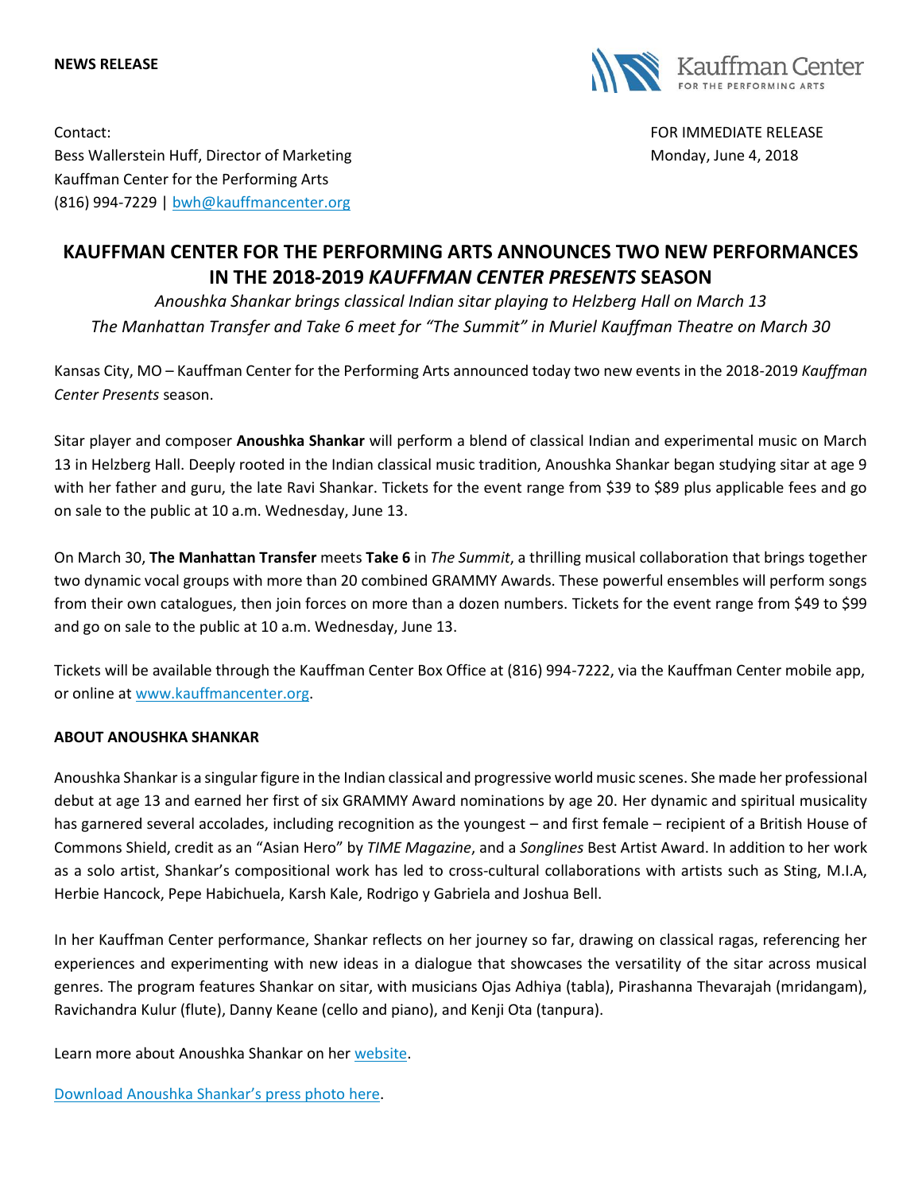**NEWS RELEASE**

Kauffman Center
FOR THE PERFORMING ARTS

Contact:
Bess Wallerstein Huff, Director of Marketing
Kauffman Center for the Performing Arts
(816) 994-7229 | bwh@kauffmancenter.org

FOR IMMEDIATE RELEASE
Monday, June 4, 2018

# KAUFFMAN CENTER FOR THE PERFORMING ARTS ANNOUNCES TWO NEW PERFORMANCES IN THE 2018-2019 *KAUFFMAN CENTER PRESENTS* SEASON

*Anoushka Shankar brings classical Indian sitar playing to Helzberg Hall on March 13*
*The Manhattan Transfer and Take 6 meet for "The Summit" in Muriel Kauffman Theatre on March 30*

Kansas City, MO – Kauffman Center for the Performing Arts announced today two new events in the 2018-2019 *Kauffman Center Presents* season.

Sitar player and composer **Anoushka Shankar** will perform a blend of classical Indian and experimental music on March 13 in Helzberg Hall. Deeply rooted in the Indian classical music tradition, Anoushka Shankar began studying sitar at age 9 with her father and guru, the late Ravi Shankar. Tickets for the event range from $39 to $89 plus applicable fees and go on sale to the public at 10 a.m. Wednesday, June 13.

On March 30, **The Manhattan Transfer** meets **Take 6** in *The Summit*, a thrilling musical collaboration that brings together two dynamic vocal groups with more than 20 combined GRAMMY Awards. These powerful ensembles will perform songs from their own catalogues, then join forces on more than a dozen numbers. Tickets for the event range from $49 to $99 and go on sale to the public at 10 a.m. Wednesday, June 13.

Tickets will be available through the Kauffman Center Box Office at (816) 994-7222, via the Kauffman Center mobile app, or online at www.kauffmancenter.org.

**ABOUT ANOUSHKA SHANKAR**

Anoushka Shankar is a singular figure in the Indian classical and progressive world music scenes. She made her professional debut at age 13 and earned her first of six GRAMMY Award nominations by age 20. Her dynamic and spiritual musicality has garnered several accolades, including recognition as the youngest – and first female – recipient of a British House of Commons Shield, credit as an "Asian Hero" by *TIME Magazine*, and a *Songlines* Best Artist Award. In addition to her work as a solo artist, Shankar's compositional work has led to cross-cultural collaborations with artists such as Sting, M.I.A, Herbie Hancock, Pepe Habichuela, Karsh Kale, Rodrigo y Gabriela and Joshua Bell.

In her Kauffman Center performance, Shankar reflects on her journey so far, drawing on classical ragas, referencing her experiences and experimenting with new ideas in a dialogue that showcases the versatility of the sitar across musical genres. The program features Shankar on sitar, with musicians Ojas Adhiya (tabla), Pirashanna Thevarajah (mridangam), Ravichandra Kulur (flute), Danny Keane (cello and piano), and Kenji Ota (tanpura).

Learn more about Anoushka Shankar on her website.

Download Anoushka Shankar's press photo here.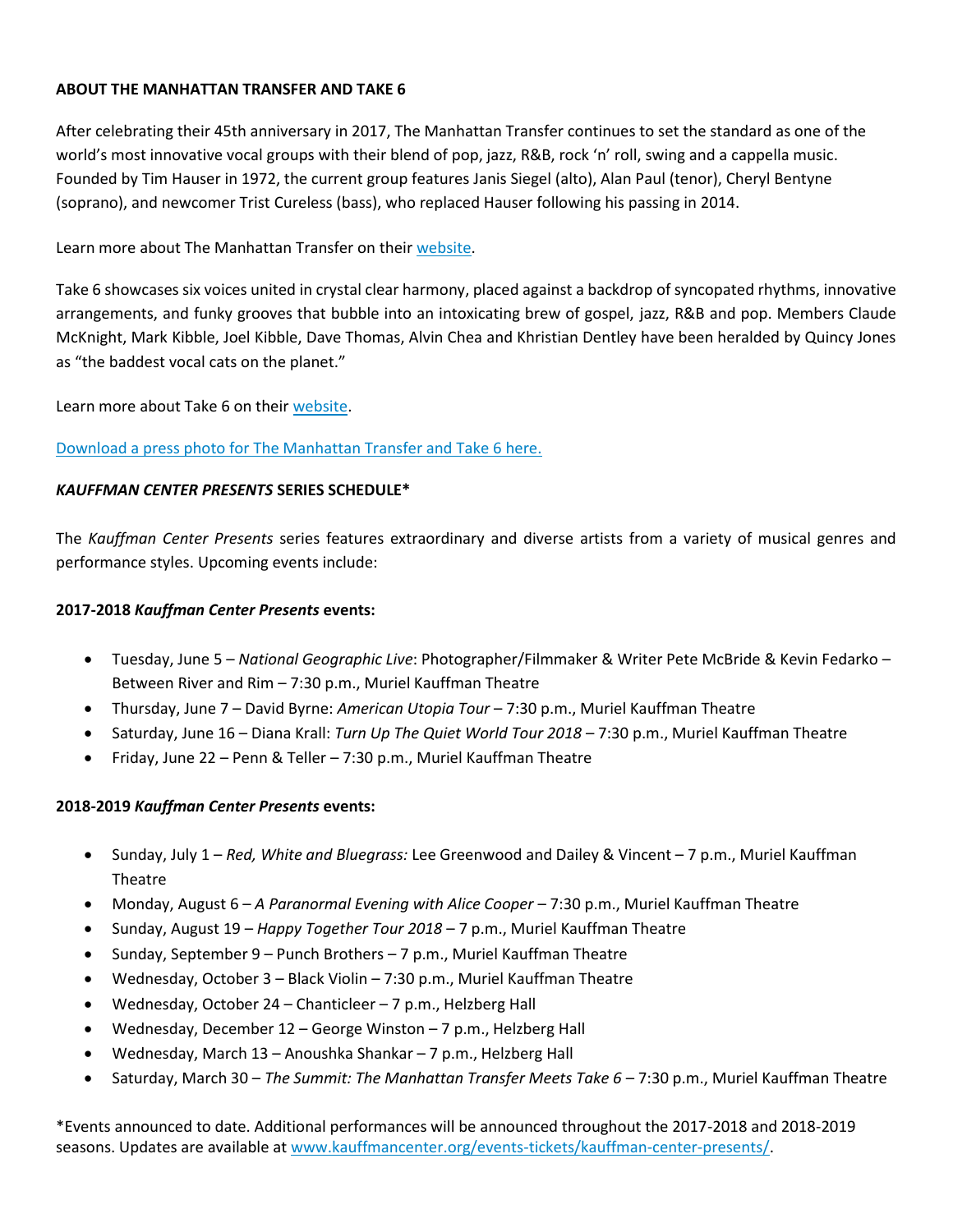**ABOUT THE MANHATTAN TRANSFER AND TAKE 6**

After celebrating their 45th anniversary in 2017, The Manhattan Transfer continues to set the standard as one of the world's most innovative vocal groups with their blend of pop, jazz, R&B, rock 'n' roll, swing and a cappella music. Founded by Tim Hauser in 1972, the current group features Janis Siegel (alto), Alan Paul (tenor), Cheryl Bentyne (soprano), and newcomer Trist Cureless (bass), who replaced Hauser following his passing in 2014.

Learn more about The Manhattan Transfer on their website.

Take 6 showcases six voices united in crystal clear harmony, placed against a backdrop of syncopated rhythms, innovative arrangements, and funky grooves that bubble into an intoxicating brew of gospel, jazz, R&B and pop. Members Claude McKnight, Mark Kibble, Joel Kibble, Dave Thomas, Alvin Chea and Khristian Dentley have been heralded by Quincy Jones as "the baddest vocal cats on the planet."

Learn more about Take 6 on their website.

Download a press photo for The Manhattan Transfer and Take 6 here.

***KAUFFMAN CENTER PRESENTS* SERIES SCHEDULE***

The *Kauffman Center Presents* series features extraordinary and diverse artists from a variety of musical genres and performance styles. Upcoming events include:

**2017-2018 *Kauffman Center Presents* events:**

- Tuesday, June 5 – *National Geographic Live*: Photographer/Filmmaker & Writer Pete McBride & Kevin Fedarko – Between River and Rim – 7:30 p.m., Muriel Kauffman Theatre
- Thursday, June 7 – David Byrne: *American Utopia Tour* – 7:30 p.m., Muriel Kauffman Theatre
- Saturday, June 16 – Diana Krall: *Turn Up The Quiet World Tour 2018* – 7:30 p.m., Muriel Kauffman Theatre
- Friday, June 22 – Penn & Teller – 7:30 p.m., Muriel Kauffman Theatre

**2018-2019 *Kauffman Center Presents* events:**

- Sunday, July 1 – *Red, White and Bluegrass:* Lee Greenwood and Dailey & Vincent – 7 p.m., Muriel Kauffman Theatre
- Monday, August 6 – *A Paranormal Evening with Alice Cooper* – 7:30 p.m., Muriel Kauffman Theatre
- Sunday, August 19 – *Happy Together Tour 2018* – 7 p.m., Muriel Kauffman Theatre
- Sunday, September 9 – Punch Brothers – 7 p.m., Muriel Kauffman Theatre
- Wednesday, October 3 – Black Violin – 7:30 p.m., Muriel Kauffman Theatre
- Wednesday, October 24 – Chanticleer – 7 p.m., Helzberg Hall
- Wednesday, December 12 – George Winston – 7 p.m., Helzberg Hall
- Wednesday, March 13 – Anoushka Shankar – 7 p.m., Helzberg Hall
- Saturday, March 30 – *The Summit: The Manhattan Transfer Meets Take 6* – 7:30 p.m., Muriel Kauffman Theatre

*Events announced to date. Additional performances will be announced throughout the 2017-2018 and 2018-2019 seasons. Updates are available at www.kauffmancenter.org/events-tickets/kauffman-center-presents/.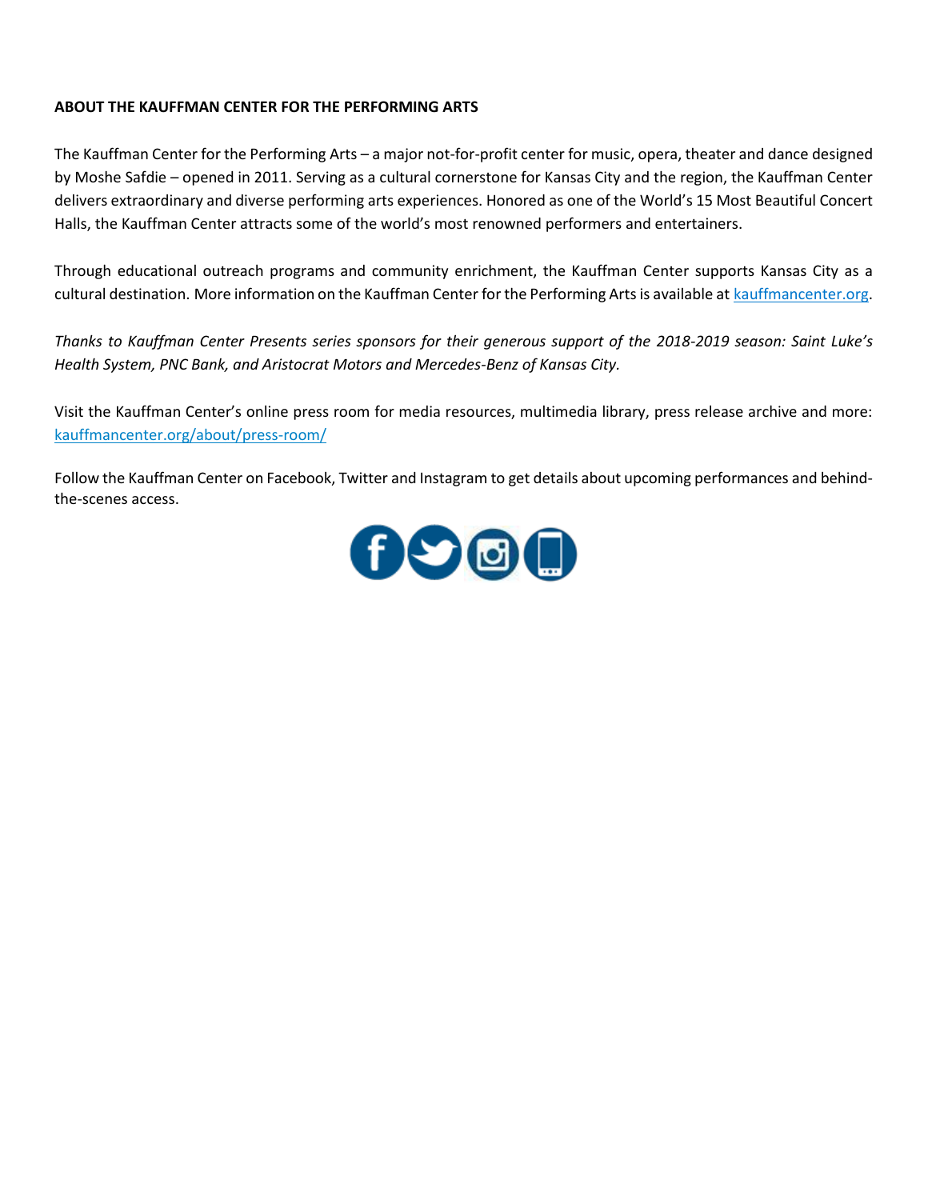**ABOUT THE KAUFFMAN CENTER FOR THE PERFORMING ARTS**

The Kauffman Center for the Performing Arts – a major not-for-profit center for music, opera, theater and dance designed by Moshe Safdie – opened in 2011. Serving as a cultural cornerstone for Kansas City and the region, the Kauffman Center delivers extraordinary and diverse performing arts experiences. Honored as one of the World's 15 Most Beautiful Concert Halls, the Kauffman Center attracts some of the world's most renowned performers and entertainers.

Through educational outreach programs and community enrichment, the Kauffman Center supports Kansas City as a cultural destination. More information on the Kauffman Center for the Performing Arts is available at [kauffmancenter.org](kauffmancenter.org).

*Thanks to Kauffman Center Presents series sponsors for their generous support of the 2018-2019 season: Saint Luke's Health System, PNC Bank, and Aristocrat Motors and Mercedes-Benz of Kansas City.*

Visit the Kauffman Center's online press room for media resources, multimedia library, press release archive and more: [kauffmancenter.org/about/press-room/](kauffmancenter.org/about/press-room/)

Follow the Kauffman Center on Facebook, Twitter and Instagram to get details about upcoming performances and behind-the-scenes access.